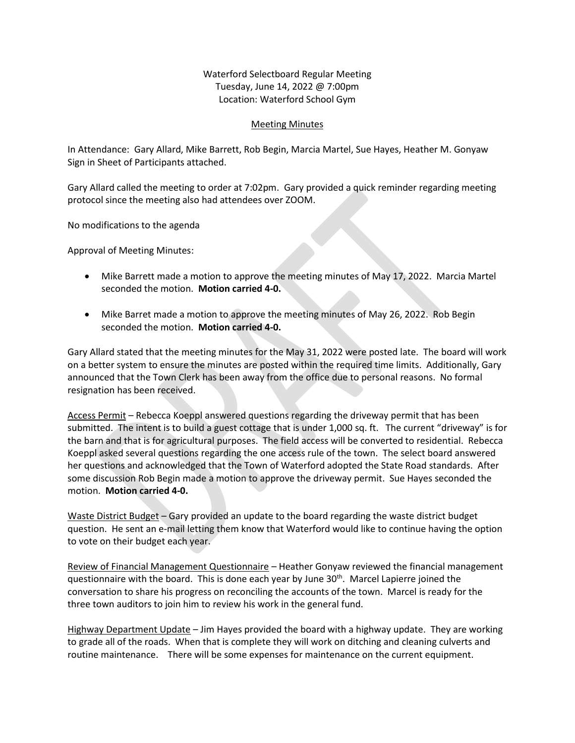Waterford Selectboard Regular Meeting
Tuesday, June 14, 2022 @ 7:00pm
Location: Waterford School Gym

Meeting Minutes

In Attendance: Gary Allard, Mike Barrett, Rob Begin, Marcia Martel, Sue Hayes, Heather M. Gonyaw
Sign in Sheet of Participants attached.

Gary Allard called the meeting to order at 7:02pm. Gary provided a quick reminder regarding meeting protocol since the meeting also had attendees over ZOOM.

No modifications to the agenda

Approval of Meeting Minutes:

- Mike Barrett made a motion to approve the meeting minutes of May 17, 2022. Marcia Martel seconded the motion. **Motion carried 4-0.**

- Mike Barret made a motion to approve the meeting minutes of May 26, 2022. Rob Begin seconded the motion. **Motion carried 4-0.**

Gary Allard stated that the meeting minutes for the May 31, 2022 were posted late. The board will work on a better system to ensure the minutes are posted within the required time limits. Additionally, Gary announced that the Town Clerk has been away from the office due to personal reasons. No formal resignation has been received.

Access Permit – Rebecca Koeppl answered questions regarding the driveway permit that has been submitted. The intent is to build a guest cottage that is under 1,000 sq. ft. The current "driveway" is for the barn and that is for agricultural purposes. The field access will be converted to residential. Rebecca Koeppl asked several questions regarding the one access rule of the town. The select board answered her questions and acknowledged that the Town of Waterford adopted the State Road standards. After some discussion Rob Begin made a motion to approve the driveway permit. Sue Hayes seconded the motion. **Motion carried 4-0.**

Waste District Budget – Gary provided an update to the board regarding the waste district budget question. He sent an e-mail letting them know that Waterford would like to continue having the option to vote on their budget each year.

Review of Financial Management Questionnaire – Heather Gonyaw reviewed the financial management questionnaire with the board. This is done each year by June 30th. Marcel Lapierre joined the conversation to share his progress on reconciling the accounts of the town. Marcel is ready for the three town auditors to join him to review his work in the general fund.

Highway Department Update – Jim Hayes provided the board with a highway update. They are working to grade all of the roads. When that is complete they will work on ditching and cleaning culverts and routine maintenance. There will be some expenses for maintenance on the current equipment.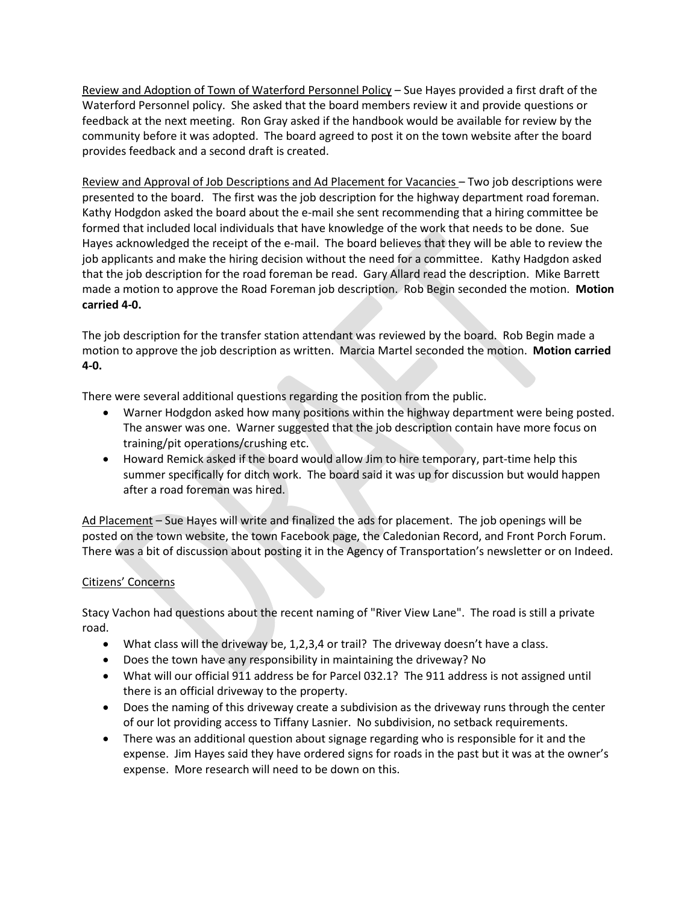Review and Adoption of Town of Waterford Personnel Policy – Sue Hayes provided a first draft of the Waterford Personnel policy. She asked that the board members review it and provide questions or feedback at the next meeting. Ron Gray asked if the handbook would be available for review by the community before it was adopted. The board agreed to post it on the town website after the board provides feedback and a second draft is created.

Review and Approval of Job Descriptions and Ad Placement for Vacancies – Two job descriptions were presented to the board. The first was the job description for the highway department road foreman. Kathy Hodgdon asked the board about the e-mail she sent recommending that a hiring committee be formed that included local individuals that have knowledge of the work that needs to be done. Sue Hayes acknowledged the receipt of the e-mail. The board believes that they will be able to review the job applicants and make the hiring decision without the need for a committee. Kathy Hadgdon asked that the job description for the road foreman be read. Gary Allard read the description. Mike Barrett made a motion to approve the Road Foreman job description. Rob Begin seconded the motion. **Motion carried 4-0.**

The job description for the transfer station attendant was reviewed by the board. Rob Begin made a motion to approve the job description as written. Marcia Martel seconded the motion. **Motion carried 4-0.**

There were several additional questions regarding the position from the public.

- Warner Hodgdon asked how many positions within the highway department were being posted. The answer was one. Warner suggested that the job description contain have more focus on training/pit operations/crushing etc.
- Howard Remick asked if the board would allow Jim to hire temporary, part-time help this summer specifically for ditch work. The board said it was up for discussion but would happen after a road foreman was hired.

Ad Placement – Sue Hayes will write and finalized the ads for placement. The job openings will be posted on the town website, the town Facebook page, the Caledonian Record, and Front Porch Forum. There was a bit of discussion about posting it in the Agency of Transportation's newsletter or on Indeed.

Citizens' Concerns

Stacy Vachon had questions about the recent naming of "River View Lane". The road is still a private road.

- What class will the driveway be, 1,2,3,4 or trail? The driveway doesn't have a class.
- Does the town have any responsibility in maintaining the driveway? No
- What will our official 911 address be for Parcel 032.1? The 911 address is not assigned until there is an official driveway to the property.
- Does the naming of this driveway create a subdivision as the driveway runs through the center of our lot providing access to Tiffany Lasnier. No subdivision, no setback requirements.
- There was an additional question about signage regarding who is responsible for it and the expense. Jim Hayes said they have ordered signs for roads in the past but it was at the owner's expense. More research will need to be down on this.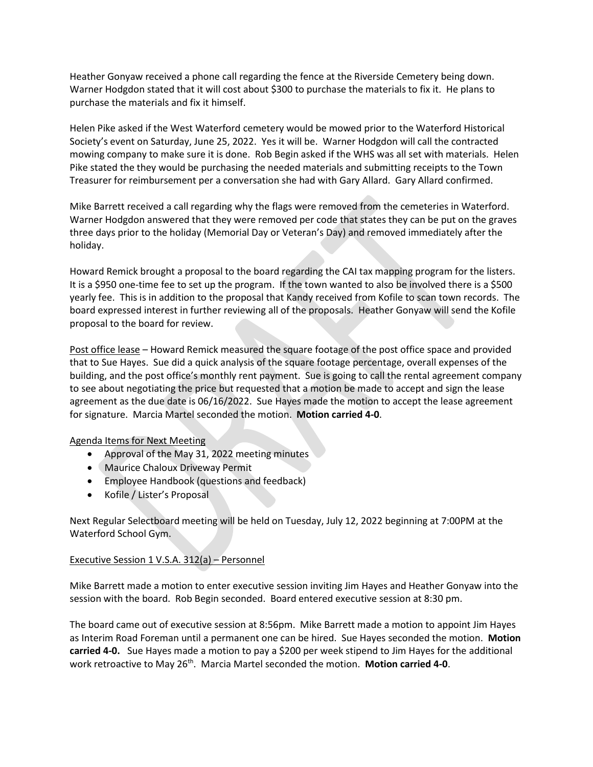Heather Gonyaw received a phone call regarding the fence at the Riverside Cemetery being down. Warner Hodgdon stated that it will cost about $300 to purchase the materials to fix it. He plans to purchase the materials and fix it himself.

Helen Pike asked if the West Waterford cemetery would be mowed prior to the Waterford Historical Society's event on Saturday, June 25, 2022. Yes it will be. Warner Hodgdon will call the contracted mowing company to make sure it is done. Rob Begin asked if the WHS was all set with materials. Helen Pike stated the they would be purchasing the needed materials and submitting receipts to the Town Treasurer for reimbursement per a conversation she had with Gary Allard. Gary Allard confirmed.

Mike Barrett received a call regarding why the flags were removed from the cemeteries in Waterford. Warner Hodgdon answered that they were removed per code that states they can be put on the graves three days prior to the holiday (Memorial Day or Veteran's Day) and removed immediately after the holiday.

Howard Remick brought a proposal to the board regarding the CAI tax mapping program for the listers. It is a $950 one-time fee to set up the program. If the town wanted to also be involved there is a $500 yearly fee. This is in addition to the proposal that Kandy received from Kofile to scan town records. The board expressed interest in further reviewing all of the proposals. Heather Gonyaw will send the Kofile proposal to the board for review.

<u>Post office lease</u> – Howard Remick measured the square footage of the post office space and provided that to Sue Hayes. Sue did a quick analysis of the square footage percentage, overall expenses of the building, and the post office's monthly rent payment. Sue is going to call the rental agreement company to see about negotiating the price but requested that a motion be made to accept and sign the lease agreement as the due date is 06/16/2022. Sue Hayes made the motion to accept the lease agreement for signature. Marcia Martel seconded the motion. **Motion carried 4-0**.

<u>Agenda Items for Next Meeting</u>

- Approval of the May 31, 2022 meeting minutes
- Maurice Chaloux Driveway Permit
- Employee Handbook (questions and feedback)
- Kofile / Lister's Proposal

Next Regular Selectboard meeting will be held on Tuesday, July 12, 2022 beginning at 7:00PM at the Waterford School Gym.

<u>Executive Session 1 V.S.A. 312(a) – Personnel</u>

Mike Barrett made a motion to enter executive session inviting Jim Hayes and Heather Gonyaw into the session with the board. Rob Begin seconded. Board entered executive session at 8:30 pm.

The board came out of executive session at 8:56pm. Mike Barrett made a motion to appoint Jim Hayes as Interim Road Foreman until a permanent one can be hired. Sue Hayes seconded the motion. **Motion carried 4-0.** Sue Hayes made a motion to pay a $200 per week stipend to Jim Hayes for the additional work retroactive to May 26th. Marcia Martel seconded the motion. **Motion carried 4-0**.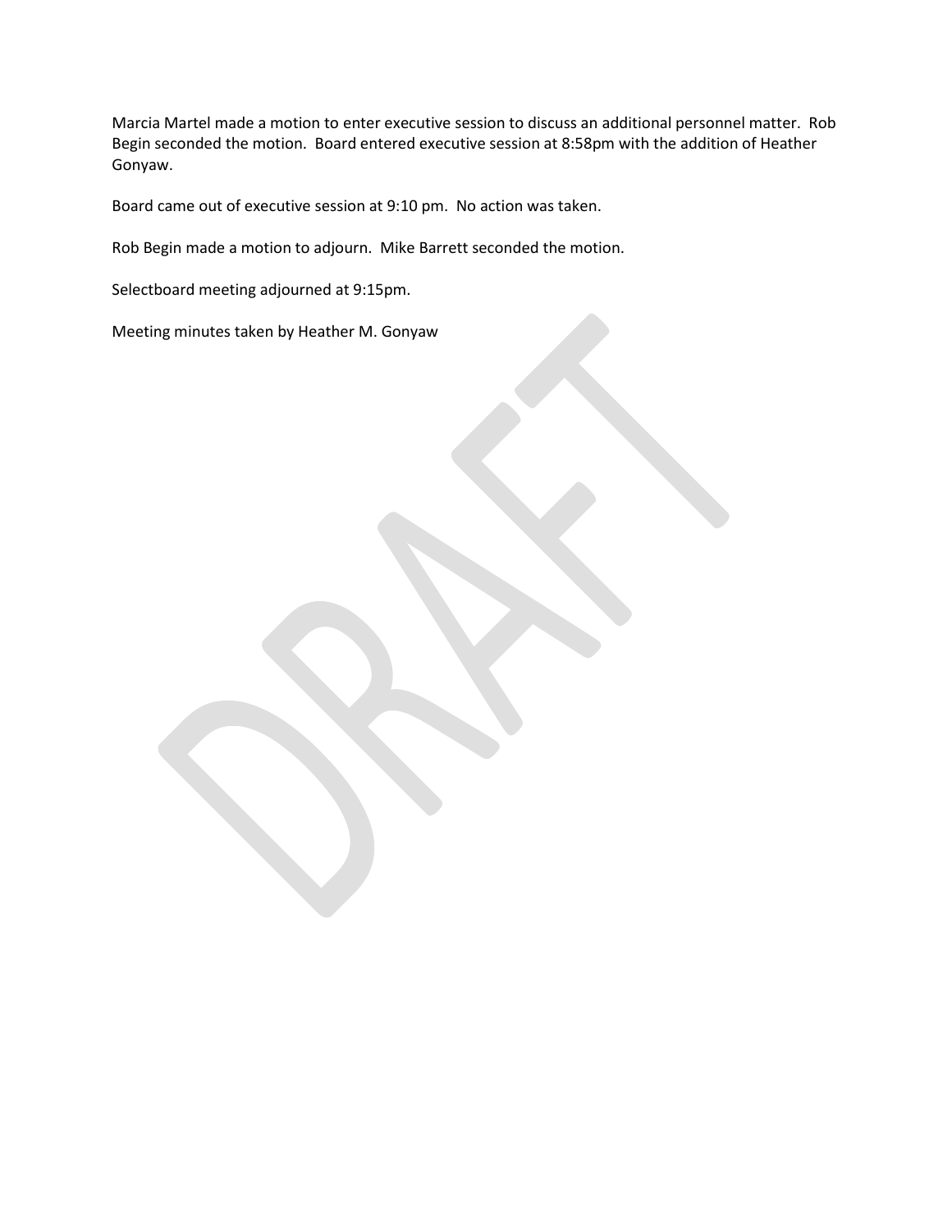Marcia Martel made a motion to enter executive session to discuss an additional personnel matter. Rob Begin seconded the motion. Board entered executive session at 8:58pm with the addition of Heather Gonyaw.

Board came out of executive session at 9:10 pm. No action was taken.

Rob Begin made a motion to adjourn. Mike Barrett seconded the motion.

Selectboard meeting adjourned at 9:15pm.

Meeting minutes taken by Heather M. Gonyaw